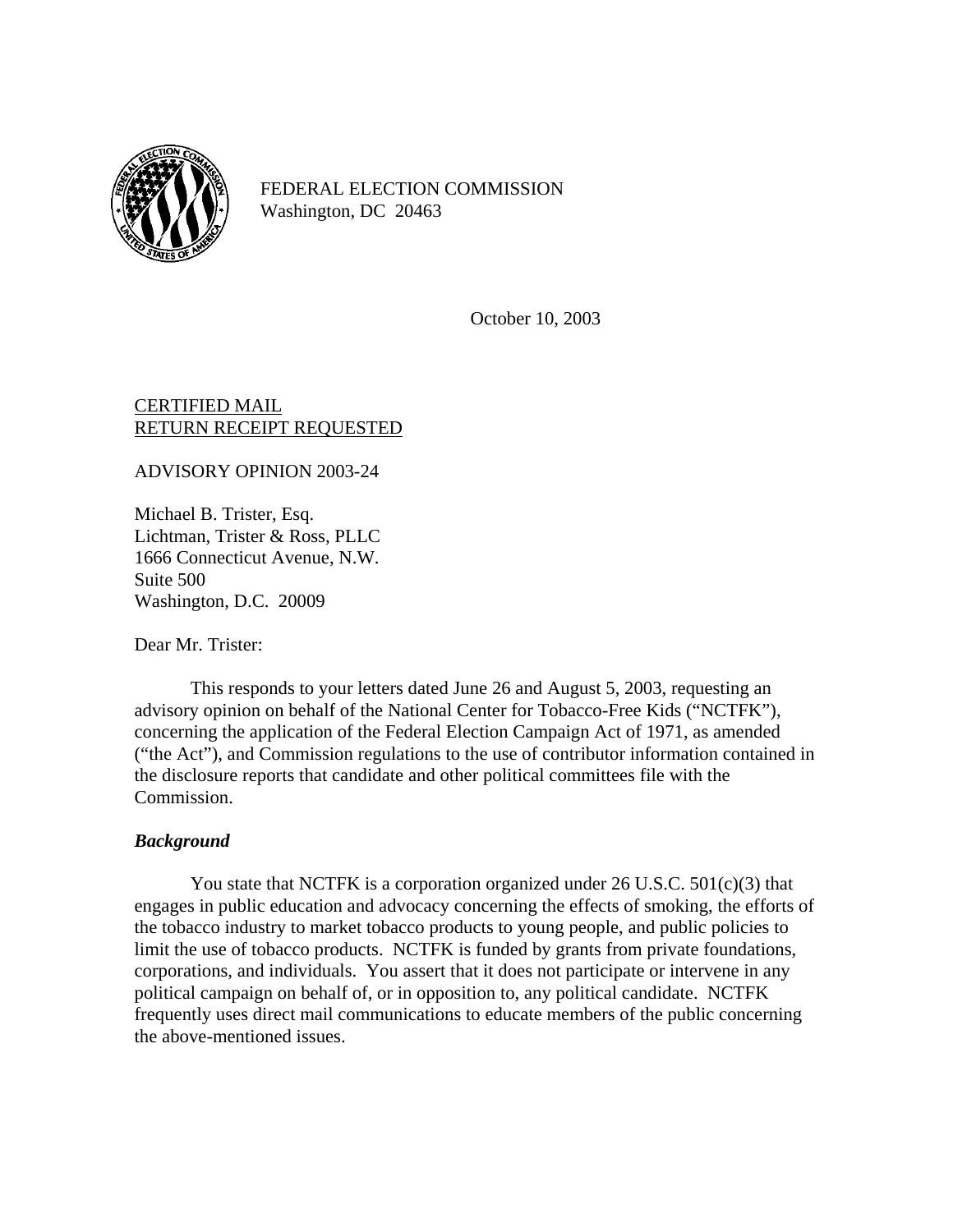FEDERAL ELECTION COMMISSION
Washington, DC 20463

October 10, 2003

CERTIFIED MAIL
RETURN RECEIPT REQUESTED

ADVISORY OPINION 2003-24

Michael B. Trister, Esq.
Lichtman, Trister & Ross, PLLC
1666 Connecticut Avenue, N.W.
Suite 500
Washington, D.C. 20009

Dear Mr. Trister:

This responds to your letters dated June 26 and August 5, 2003, requesting an advisory opinion on behalf of the National Center for Tobacco-Free Kids ("NCTFK"), concerning the application of the Federal Election Campaign Act of 1971, as amended ("the Act"), and Commission regulations to the use of contributor information contained in the disclosure reports that candidate and other political committees file with the Commission.

### *Background*

You state that NCTFK is a corporation organized under 26 U.S.C. 501(c)(3) that engages in public education and advocacy concerning the effects of smoking, the efforts of the tobacco industry to market tobacco products to young people, and public policies to limit the use of tobacco products. NCTFK is funded by grants from private foundations, corporations, and individuals. You assert that it does not participate or intervene in any political campaign on behalf of, or in opposition to, any political candidate. NCTFK frequently uses direct mail communications to educate members of the public concerning the above-mentioned issues.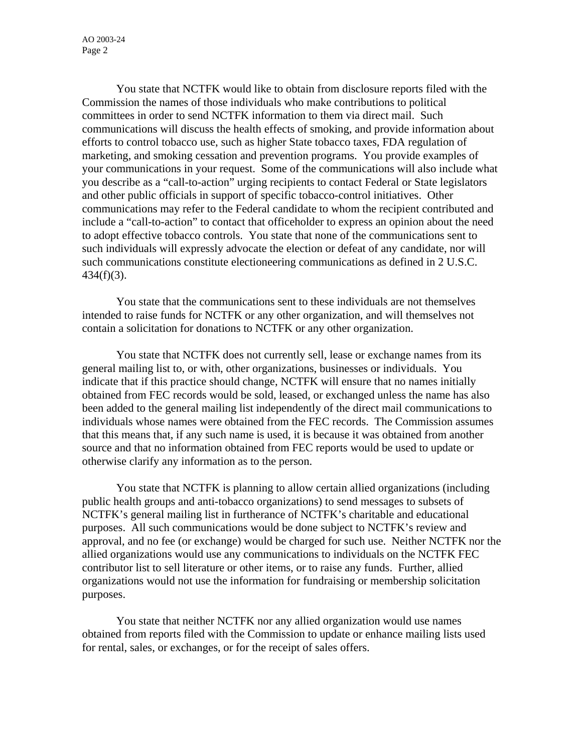You state that NCTFK would like to obtain from disclosure reports filed with the Commission the names of those individuals who make contributions to political committees in order to send NCTFK information to them via direct mail. Such communications will discuss the health effects of smoking, and provide information about efforts to control tobacco use, such as higher State tobacco taxes, FDA regulation of marketing, and smoking cessation and prevention programs. You provide examples of your communications in your request. Some of the communications will also include what you describe as a "call-to-action" urging recipients to contact Federal or State legislators and other public officials in support of specific tobacco-control initiatives. Other communications may refer to the Federal candidate to whom the recipient contributed and include a "call-to-action" to contact that officeholder to express an opinion about the need to adopt effective tobacco controls. You state that none of the communications sent to such individuals will expressly advocate the election or defeat of any candidate, nor will such communications constitute electioneering communications as defined in 2 U.S.C. 434(f)(3).

You state that the communications sent to these individuals are not themselves intended to raise funds for NCTFK or any other organization, and will themselves not contain a solicitation for donations to NCTFK or any other organization.

You state that NCTFK does not currently sell, lease or exchange names from its general mailing list to, or with, other organizations, businesses or individuals. You indicate that if this practice should change, NCTFK will ensure that no names initially obtained from FEC records would be sold, leased, or exchanged unless the name has also been added to the general mailing list independently of the direct mail communications to individuals whose names were obtained from the FEC records. The Commission assumes that this means that, if any such name is used, it is because it was obtained from another source and that no information obtained from FEC reports would be used to update or otherwise clarify any information as to the person.

You state that NCTFK is planning to allow certain allied organizations (including public health groups and anti-tobacco organizations) to send messages to subsets of NCTFK's general mailing list in furtherance of NCTFK's charitable and educational purposes. All such communications would be done subject to NCTFK's review and approval, and no fee (or exchange) would be charged for such use. Neither NCTFK nor the allied organizations would use any communications to individuals on the NCTFK FEC contributor list to sell literature or other items, or to raise any funds. Further, allied organizations would not use the information for fundraising or membership solicitation purposes.

You state that neither NCTFK nor any allied organization would use names obtained from reports filed with the Commission to update or enhance mailing lists used for rental, sales, or exchanges, or for the receipt of sales offers.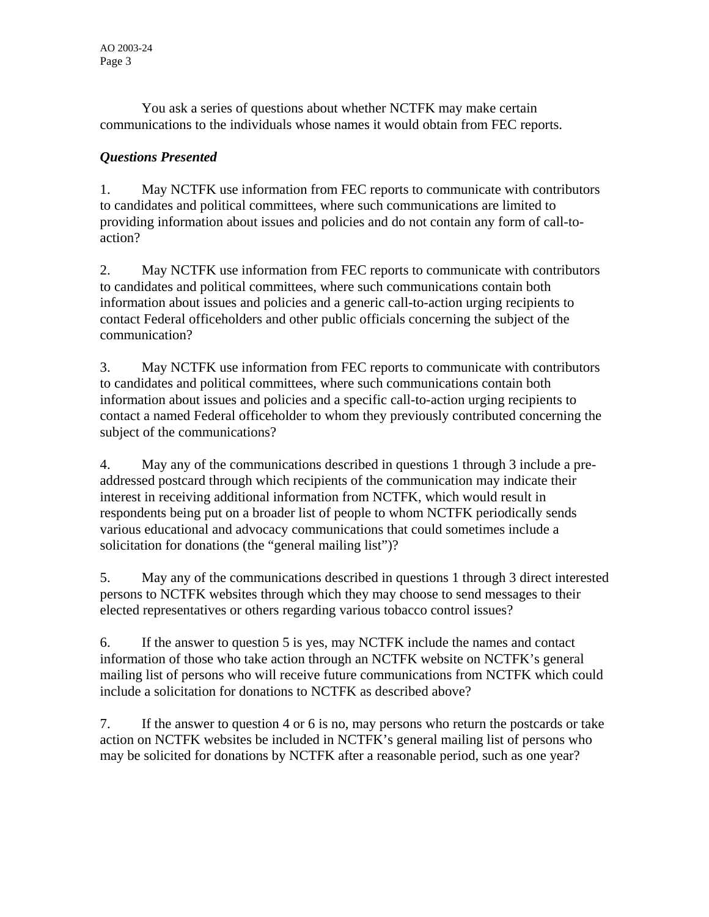You ask a series of questions about whether NCTFK may make certain communications to the individuals whose names it would obtain from FEC reports.

***Questions Presented***

1. May NCTFK use information from FEC reports to communicate with contributors to candidates and political committees, where such communications are limited to providing information about issues and policies and do not contain any form of call-to-action?

2. May NCTFK use information from FEC reports to communicate with contributors to candidates and political committees, where such communications contain both information about issues and policies and a generic call-to-action urging recipients to contact Federal officeholders and other public officials concerning the subject of the communication?

3. May NCTFK use information from FEC reports to communicate with contributors to candidates and political committees, where such communications contain both information about issues and policies and a specific call-to-action urging recipients to contact a named Federal officeholder to whom they previously contributed concerning the subject of the communications?

4. May any of the communications described in questions 1 through 3 include a pre-addressed postcard through which recipients of the communication may indicate their interest in receiving additional information from NCTFK, which would result in respondents being put on a broader list of people to whom NCTFK periodically sends various educational and advocacy communications that could sometimes include a solicitation for donations (the "general mailing list")?

5. May any of the communications described in questions 1 through 3 direct interested persons to NCTFK websites through which they may choose to send messages to their elected representatives or others regarding various tobacco control issues?

6. If the answer to question 5 is yes, may NCTFK include the names and contact information of those who take action through an NCTFK website on NCTFK's general mailing list of persons who will receive future communications from NCTFK which could include a solicitation for donations to NCTFK as described above?

7. If the answer to question 4 or 6 is no, may persons who return the postcards or take action on NCTFK websites be included in NCTFK's general mailing list of persons who may be solicited for donations by NCTFK after a reasonable period, such as one year?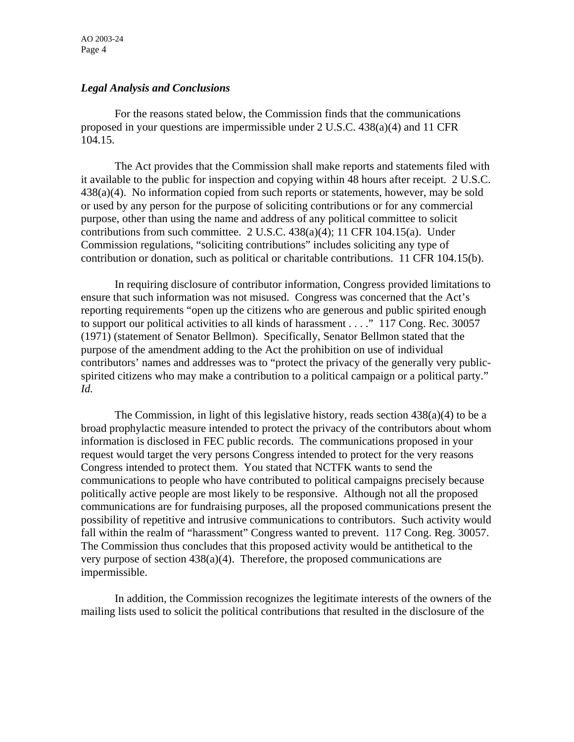### *Legal Analysis and Conclusions*

For the reasons stated below, the Commission finds that the communications proposed in your questions are impermissible under 2 U.S.C. 438(a)(4) and 11 CFR 104.15.

The Act provides that the Commission shall make reports and statements filed with it available to the public for inspection and copying within 48 hours after receipt. 2 U.S.C. 438(a)(4). No information copied from such reports or statements, however, may be sold or used by any person for the purpose of soliciting contributions or for any commercial purpose, other than using the name and address of any political committee to solicit contributions from such committee. 2 U.S.C. 438(a)(4); 11 CFR 104.15(a). Under Commission regulations, "soliciting contributions" includes soliciting any type of contribution or donation, such as political or charitable contributions. 11 CFR 104.15(b).

In requiring disclosure of contributor information, Congress provided limitations to ensure that such information was not misused. Congress was concerned that the Act's reporting requirements "open up the citizens who are generous and public spirited enough to support our political activities to all kinds of harassment . . . ." 117 Cong. Rec. 30057 (1971) (statement of Senator Bellmon). Specifically, Senator Bellmon stated that the purpose of the amendment adding to the Act the prohibition on use of individual contributors' names and addresses was to "protect the privacy of the generally very public-spirited citizens who may make a contribution to a political campaign or a political party." *Id.*

The Commission, in light of this legislative history, reads section 438(a)(4) to be a broad prophylactic measure intended to protect the privacy of the contributors about whom information is disclosed in FEC public records. The communications proposed in your request would target the very persons Congress intended to protect for the very reasons Congress intended to protect them. You stated that NCTFK wants to send the communications to people who have contributed to political campaigns precisely because politically active people are most likely to be responsive. Although not all the proposed communications are for fundraising purposes, all the proposed communications present the possibility of repetitive and intrusive communications to contributors. Such activity would fall within the realm of "harassment" Congress wanted to prevent. 117 Cong. Reg. 30057. The Commission thus concludes that this proposed activity would be antithetical to the very purpose of section 438(a)(4). Therefore, the proposed communications are impermissible.

In addition, the Commission recognizes the legitimate interests of the owners of the mailing lists used to solicit the political contributions that resulted in the disclosure of the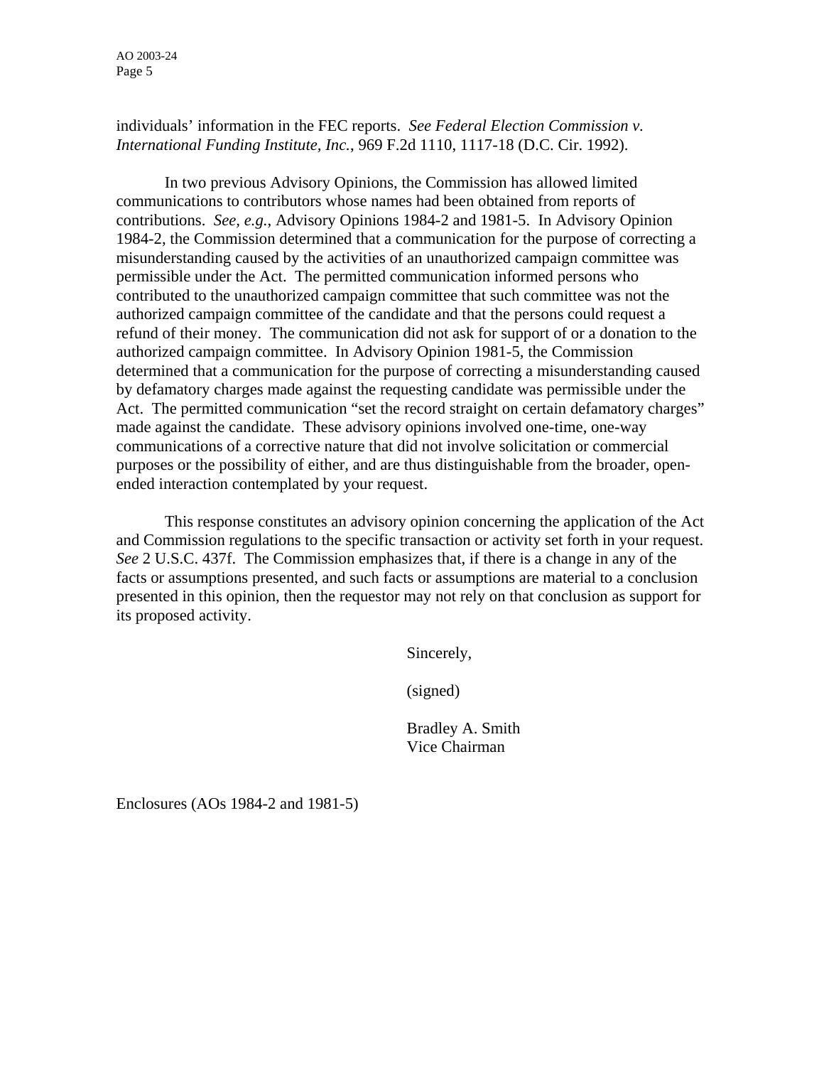individuals' information in the FEC reports. *See Federal Election Commission v. International Funding Institute, Inc.*, 969 F.2d 1110, 1117-18 (D.C. Cir. 1992).

In two previous Advisory Opinions, the Commission has allowed limited communications to contributors whose names had been obtained from reports of contributions. *See, e.g.*, Advisory Opinions 1984-2 and 1981-5. In Advisory Opinion 1984-2, the Commission determined that a communication for the purpose of correcting a misunderstanding caused by the activities of an unauthorized campaign committee was permissible under the Act. The permitted communication informed persons who contributed to the unauthorized campaign committee that such committee was not the authorized campaign committee of the candidate and that the persons could request a refund of their money. The communication did not ask for support of or a donation to the authorized campaign committee. In Advisory Opinion 1981-5, the Commission determined that a communication for the purpose of correcting a misunderstanding caused by defamatory charges made against the requesting candidate was permissible under the Act. The permitted communication "set the record straight on certain defamatory charges" made against the candidate. These advisory opinions involved one-time, one-way communications of a corrective nature that did not involve solicitation or commercial purposes or the possibility of either, and are thus distinguishable from the broader, open-ended interaction contemplated by your request.

This response constitutes an advisory opinion concerning the application of the Act and Commission regulations to the specific transaction or activity set forth in your request. *See* 2 U.S.C. 437f. The Commission emphasizes that, if there is a change in any of the facts or assumptions presented, and such facts or assumptions are material to a conclusion presented in this opinion, then the requestor may not rely on that conclusion as support for its proposed activity.

Sincerely,

(signed)

Bradley A. Smith
Vice Chairman

Enclosures (AOs 1984-2 and 1981-5)